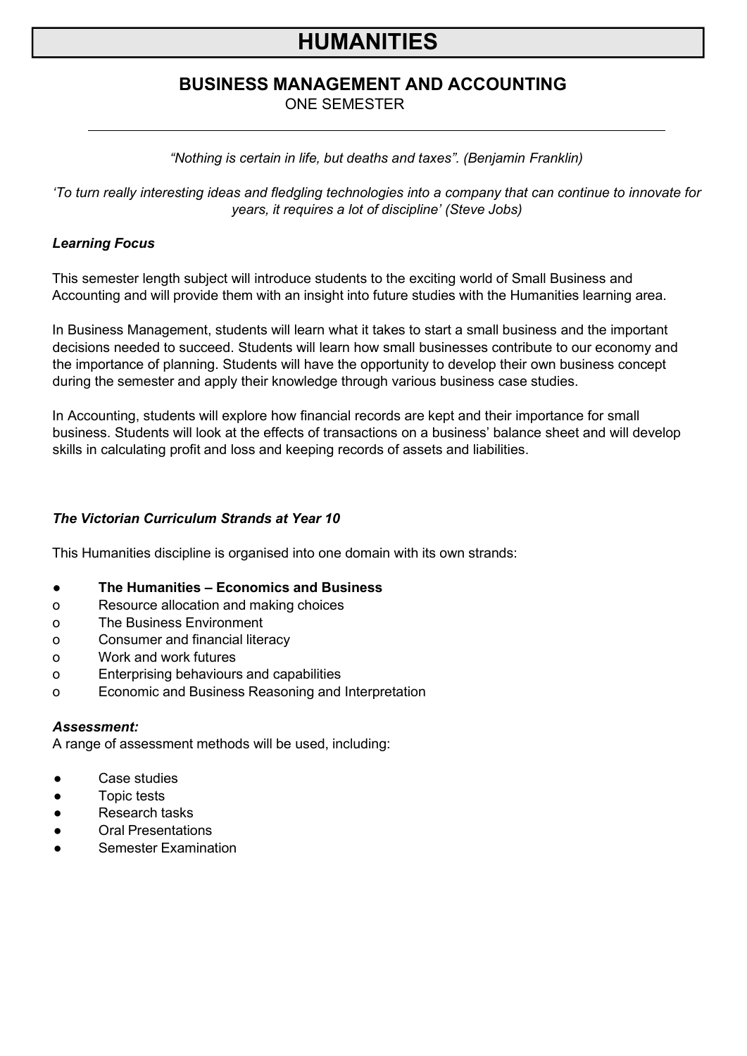# HUMANITIES

## BUSINESS MANAGEMENT AND ACCOUNTING

ONE SEMESTER

---

*"Nothing is certain in life, but deaths and taxes". (Benjamin Franklin)*

*'To turn really interesting ideas and fledgling technologies into a company that can continue to innovate for years, it requires a lot of discipline' (Steve Jobs)*

### *Learning Focus*

This semester length subject will introduce students to the exciting world of Small Business and Accounting and will provide them with an insight into future studies with the Humanities learning area.

In Business Management, students will learn what it takes to start a small business and the important decisions needed to succeed. Students will learn how small businesses contribute to our economy and the importance of planning. Students will have the opportunity to develop their own business concept during the semester and apply their knowledge through various business case studies.

In Accounting, students will explore how financial records are kept and their importance for small business. Students will look at the effects of transactions on a business' balance sheet and will develop skills in calculating profit and loss and keeping records of assets and liabilities.

### *The Victorian Curriculum Strands at Year 10*

This Humanities discipline is organised into one domain with its own strands:

- **The Humanities – Economics and Business**
  - Resource allocation and making choices
  - The Business Environment
  - Consumer and financial literacy
  - Work and work futures
  - Enterprising behaviours and capabilities
  - Economic and Business Reasoning and Interpretation

### *Assessment:*

A range of assessment methods will be used, including:

- Case studies
- Topic tests
- Research tasks
- Oral Presentations
- Semester Examination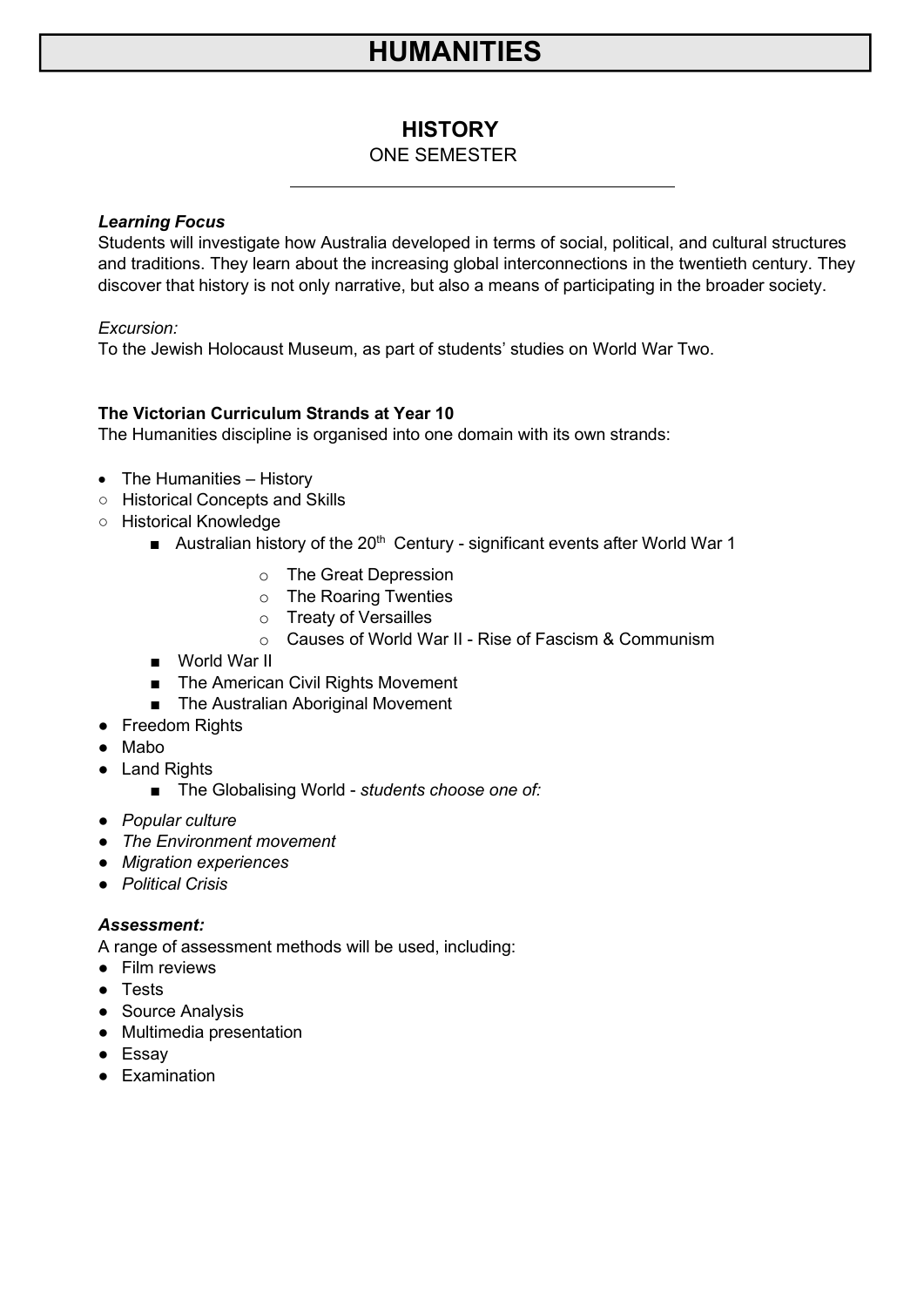# HUMANITIES

## HISTORY

ONE SEMESTER

---

***Learning Focus***

Students will investigate how Australia developed in terms of social, political, and cultural structures and traditions. They learn about the increasing global interconnections in the twentieth century. They discover that history is not only narrative, but also a means of participating in the broader society.

*Excursion:*

To the Jewish Holocaust Museum, as part of students' studies on World War Two.

**The Victorian Curriculum Strands at Year 10**

The Humanities discipline is organised into one domain with its own strands:

- The Humanities – History
  - Historical Concepts and Skills
  - Historical Knowledge
    - Australian history of the 20th Century - significant events after World War 1
      - The Great Depression
      - The Roaring Twenties
      - Treaty of Versailles
      - Causes of World War II - Rise of Fascism & Communism
    - World War II
    - The American Civil Rights Movement
    - The Australian Aboriginal Movement
      - Freedom Rights
      - Mabo
      - Land Rights
    - The Globalising World - *students choose one of:*
      - *Popular culture*
      - *The Environment movement*
      - *Migration experiences*
      - *Political Crisis*

***Assessment:***

A range of assessment methods will be used, including:

- Film reviews
- Tests
- Source Analysis
- Multimedia presentation
- Essay
- Examination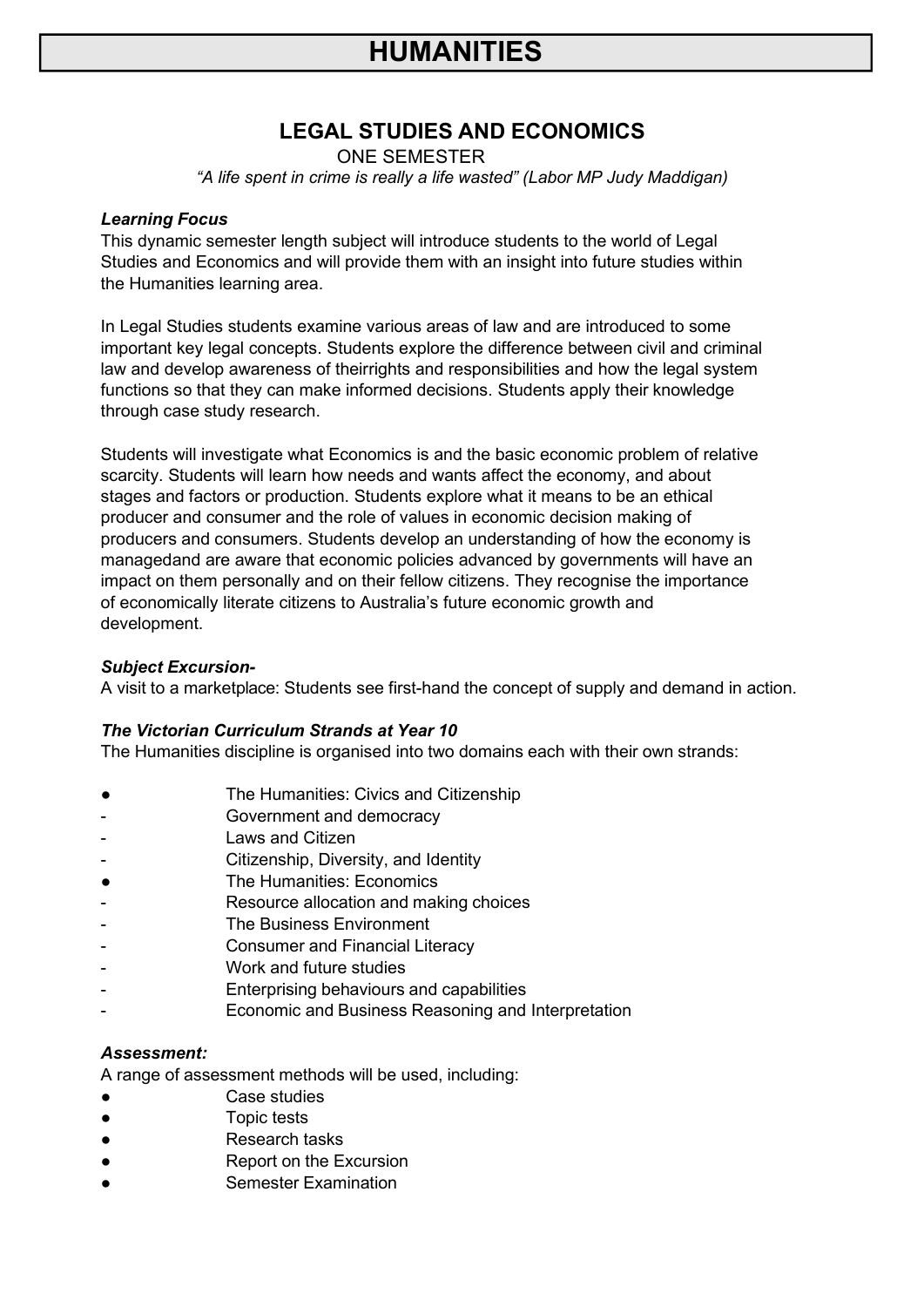# HUMANITIES

## LEGAL STUDIES AND ECONOMICS

ONE SEMESTER

*"A life spent in crime is really a life wasted" (Labor MP Judy Maddigan)*

***Learning Focus***

This dynamic semester length subject will introduce students to the world of Legal Studies and Economics and will provide them with an insight into future studies within the Humanities learning area.

In Legal Studies students examine various areas of law and are introduced to some important key legal concepts. Students explore the difference between civil and criminal law and develop awareness of theirrights and responsibilities and how the legal system functions so that they can make informed decisions. Students apply their knowledge through case study research.

Students will investigate what Economics is and the basic economic problem of relative scarcity. Students will learn how needs and wants affect the economy, and about stages and factors or production. Students explore what it means to be an ethical producer and consumer and the role of values in economic decision making of producers and consumers. Students develop an understanding of how the economy is managedand are aware that economic policies advanced by governments will have an impact on them personally and on their fellow citizens. They recognise the importance of economically literate citizens to Australia's future economic growth and development.

***Subject Excursion-***

A visit to a marketplace: Students see first-hand the concept of supply and demand in action.

***The Victorian Curriculum Strands at Year 10***

The Humanities discipline is organised into two domains each with their own strands:

- The Humanities: Civics and Citizenship
  - Government and democracy
  - Laws and Citizen
  - Citizenship, Diversity, and Identity
- The Humanities: Economics
  - Resource allocation and making choices
  - The Business Environment
  - Consumer and Financial Literacy
  - Work and future studies
  - Enterprising behaviours and capabilities
  - Economic and Business Reasoning and Interpretation

***Assessment:***

A range of assessment methods will be used, including:

- Case studies
- Topic tests
- Research tasks
- Report on the Excursion
- Semester Examination